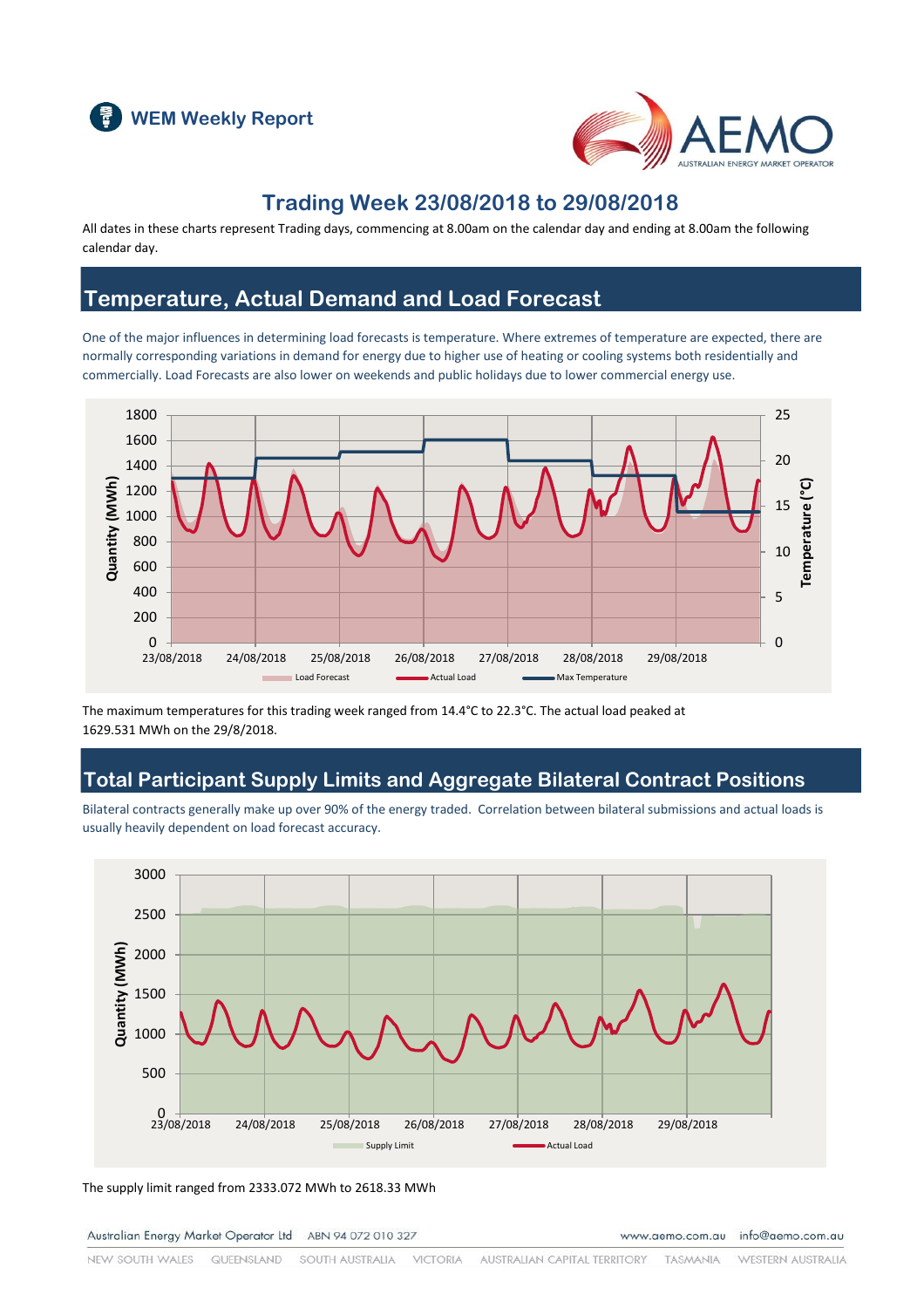WEM Weekly Report

# Trading Week 23/08/2018 to 29/08/2018

All dates in these charts represent Trading days, commencing at 8.00am on the calendar day and ending at 8.00am the following calendar day.

## Temperature, Actual Demand and Load Forecast

One of the major influences in determining load forecasts is temperature. Where extremes of temperature are expected, there are normally corresponding variations in demand for energy due to higher use of heating or cooling systems both residentially and commercially. Load Forecasts are also lower on weekends and public holidays due to lower commercial energy use.

The maximum temperatures for this trading week ranged from 14.4°C to 22.3°C. The actual load peaked at 1629.531 MWh on the 29/8/2018.

## Total Participant Supply Limits and Aggregate Bilateral Contract Positions

Bilateral contracts generally make up over 90% of the energy traded. Correlation between bilateral submissions and actual loads is usually heavily dependent on load forecast accuracy.

The supply limit ranged from 2333.072 MWh to 2618.33 MWh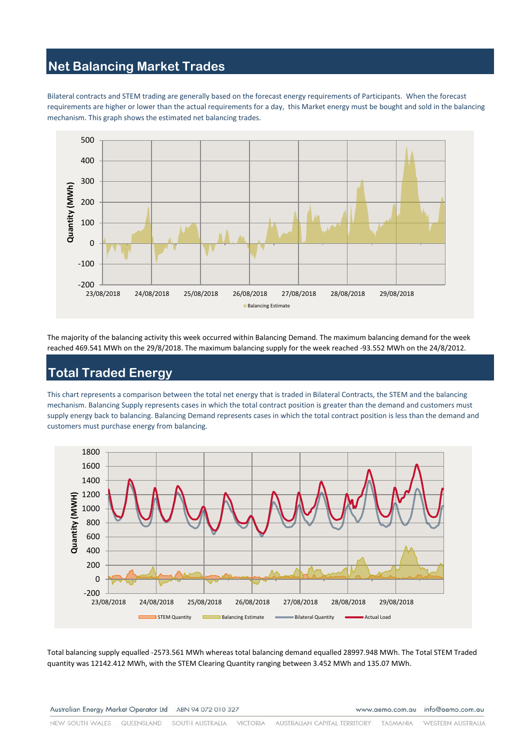## Net Balancing Market Trades

Bilateral contracts and STEM trading are generally based on the forecast energy requirements of Participants. When the forecast requirements are higher or lower than the actual requirements for a day, this Market energy must be bought and sold in the balancing mechanism. This graph shows the estimated net balancing trades.

The majority of the balancing activity this week occurred within Balancing Demand. The maximum balancing demand for the week reached 469.541 MWh on the 29/8/2018. The maximum balancing supply for the week reached -93.552 MWh on the 24/8/2012.

## Total Traded Energy

This chart represents a comparison between the total net energy that is traded in Bilateral Contracts, the STEM and the balancing mechanism. Balancing Supply represents cases in which the total contract position is greater than the demand and customers must supply energy back to balancing. Balancing Demand represents cases in which the total contract position is less than the demand and customers must purchase energy from balancing.

Total balancing supply equalled -2573.561 MWh whereas total balancing demand equalled 28997.948 MWh. The Total STEM Traded quantity was 12142.412 MWh, with the STEM Clearing Quantity ranging between 3.452 MWh and 135.07 MWh.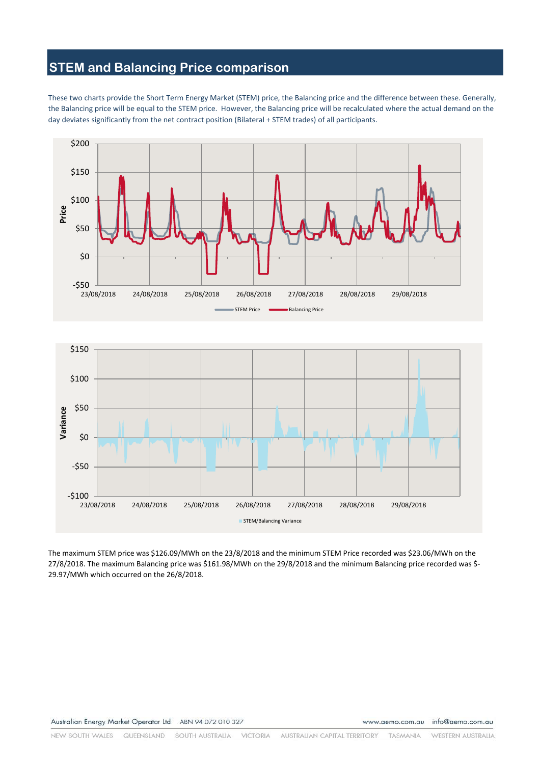## STEM and Balancing Price comparison

These two charts provide the Short Term Energy Market (STEM) price, the Balancing price and the difference between these. Generally, the Balancing price will be equal to the STEM price. However, the Balancing price will be recalculated where the actual demand on the day deviates significantly from the net contract position (Bilateral + STEM trades) of all participants.

Price

$200
$150
$100
$50
$0
-$50

23/08/2018 24/08/2018 25/08/2018 26/08/2018 27/08/2018 28/08/2018 29/08/2018

STEM Price Balancing Price

Variance

$150
$100
$50
$0
-$50
-$100

23/08/2018 24/08/2018 25/08/2018 26/08/2018 27/08/2018 28/08/2018 29/08/2018

STEM/Balancing Variance

The maximum STEM price was $126.09/MWh on the 23/8/2018 and the minimum STEM Price recorded was $23.06/MWh on the 27/8/2018. The maximum Balancing price was $161.98/MWh on the 29/8/2018 and the minimum Balancing price recorded was $-29.97/MWh which occurred on the 26/8/2018.